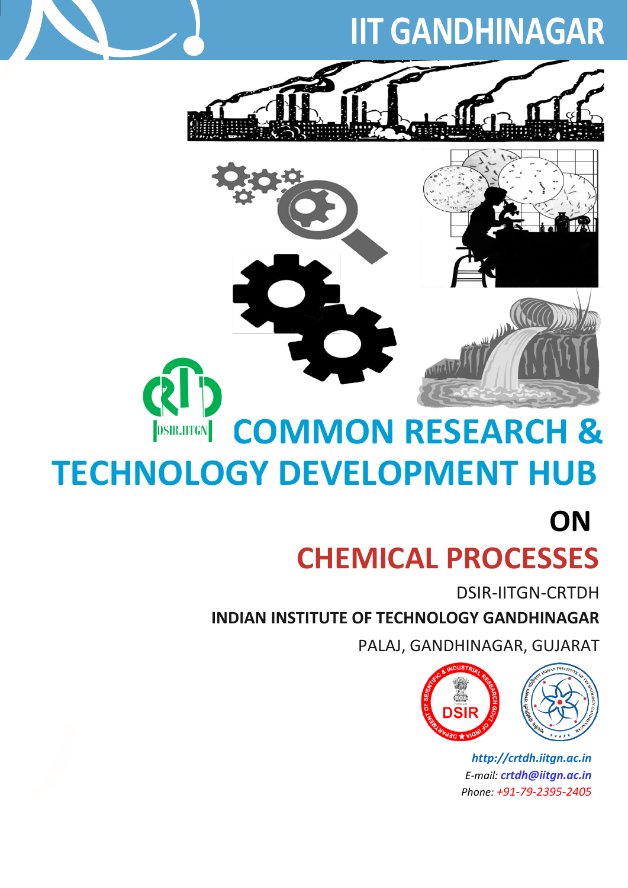# IIT GANDHINAGAR

DSIR.IITGN

# COMMON RESEARCH & TECHNOLOGY DEVELOPMENT HUB

## ON

## CHEMICAL PROCESSES

DSIR-IITGN-CRTDH

**INDIAN INSTITUTE OF TECHNOLOGY GANDHINAGAR**

PALAJ, GANDHINAGAR, GUJARAT

***http://crtdh.iitgn.ac.in***

*E-mail:* ***crtdh@iitgn.ac.in***

*Phone: +91-79-2395-2405*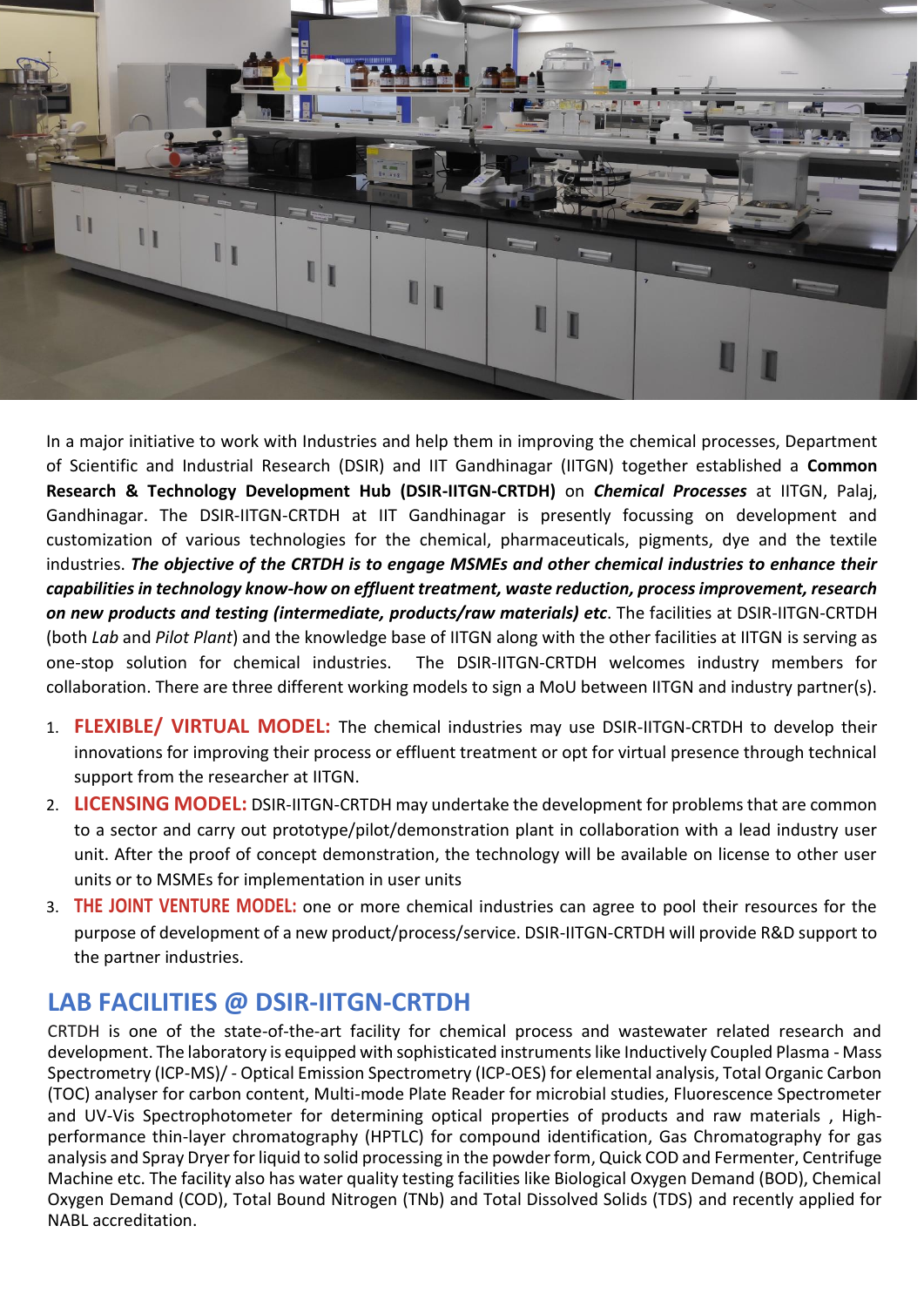In a major initiative to work with Industries and help them in improving the chemical processes, Department of Scientific and Industrial Research (DSIR) and IIT Gandhinagar (IITGN) together established a **Common Research & Technology Development Hub (DSIR-IITGN-CRTDH)** on ***Chemical Processes*** at IITGN, Palaj, Gandhinagar. The DSIR-IITGN-CRTDH at IIT Gandhinagar is presently focussing on development and customization of various technologies for the chemical, pharmaceuticals, pigments, dye and the textile industries. ***The objective of the CRTDH is to engage MSMEs and other chemical industries to enhance their capabilities in technology know-how on effluent treatment, waste reduction, process improvement, research on new products and testing (intermediate, products/raw materials) etc***. The facilities at DSIR-IITGN-CRTDH (both *Lab* and *Pilot Plant*) and the knowledge base of IITGN along with the other facilities at IITGN is serving as one-stop solution for chemical industries. The DSIR-IITGN-CRTDH welcomes industry members for collaboration. There are three different working models to sign a MoU between IITGN and industry partner(s).

1. **FLEXIBLE/ VIRTUAL MODEL:** The chemical industries may use DSIR-IITGN-CRTDH to develop their innovations for improving their process or effluent treatment or opt for virtual presence through technical support from the researcher at IITGN.
2. **LICENSING MODEL:** DSIR-IITGN-CRTDH may undertake the development for problems that are common to a sector and carry out prototype/pilot/demonstration plant in collaboration with a lead industry user unit. After the proof of concept demonstration, the technology will be available on license to other user units or to MSMEs for implementation in user units
3. **THE JOINT VENTURE MODEL:** one or more chemical industries can agree to pool their resources for the purpose of development of a new product/process/service. DSIR-IITGN-CRTDH will provide R&D support to the partner industries.

## LAB FACILITIES @ DSIR-IITGN-CRTDH

CRTDH is one of the state-of-the-art facility for chemical process and wastewater related research and development. The laboratory is equipped with sophisticated instruments like Inductively Coupled Plasma - Mass Spectrometry (ICP-MS)/ - Optical Emission Spectrometry (ICP-OES) for elemental analysis, Total Organic Carbon (TOC) analyser for carbon content, Multi-mode Plate Reader for microbial studies, Fluorescence Spectrometer and UV-Vis Spectrophotometer for determining optical properties of products and raw materials , High-performance thin-layer chromatography (HPTLC) for compound identification, Gas Chromatography for gas analysis and Spray Dryer for liquid to solid processing in the powder form, Quick COD and Fermenter, Centrifuge Machine etc. The facility also has water quality testing facilities like Biological Oxygen Demand (BOD), Chemical Oxygen Demand (COD), Total Bound Nitrogen (TNb) and Total Dissolved Solids (TDS) and recently applied for NABL accreditation.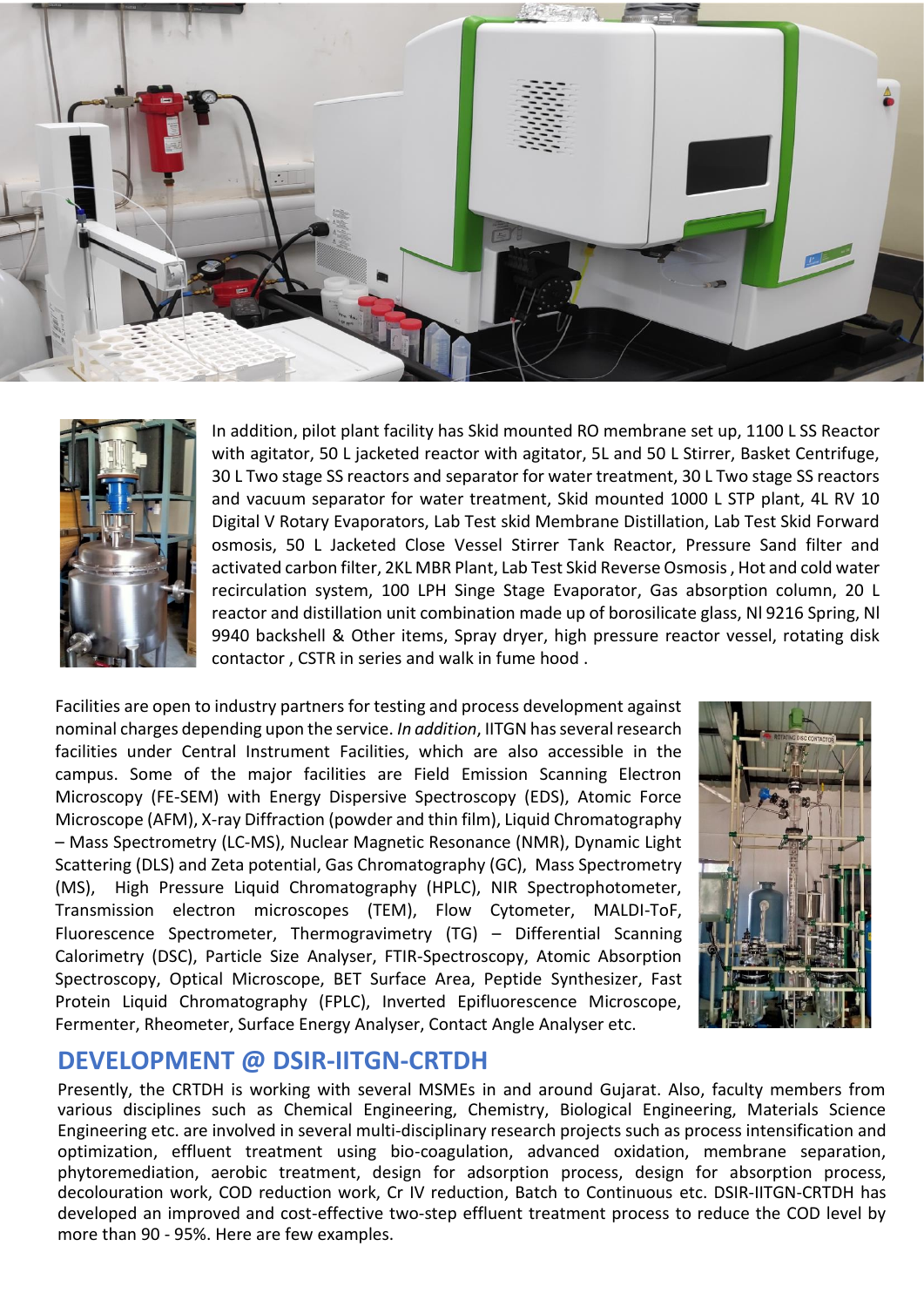In addition, pilot plant facility has Skid mounted RO membrane set up, 1100 L SS Reactor with agitator, 50 L jacketed reactor with agitator, 5L and 50 L Stirrer, Basket Centrifuge, 30 L Two stage SS reactors and separator for water treatment, 30 L Two stage SS reactors and vacuum separator for water treatment, Skid mounted 1000 L STP plant, 4L RV 10 Digital V Rotary Evaporators, Lab Test skid Membrane Distillation, Lab Test Skid Forward osmosis, 50 L Jacketed Close Vessel Stirrer Tank Reactor, Pressure Sand filter and activated carbon filter, 2KL MBR Plant, Lab Test Skid Reverse Osmosis , Hot and cold water recirculation system, 100 LPH Singe Stage Evaporator, Gas absorption column, 20 L reactor and distillation unit combination made up of borosilicate glass, NI 9216 Spring, NI 9940 backshell & Other items, Spray dryer, high pressure reactor vessel, rotating disk contactor , CSTR in series and walk in fume hood .

Facilities are open to industry partners for testing and process development against nominal charges depending upon the service. *In addition*, IITGN has several research facilities under Central Instrument Facilities, which are also accessible in the campus. Some of the major facilities are Field Emission Scanning Electron Microscopy (FE-SEM) with Energy Dispersive Spectroscopy (EDS), Atomic Force Microscope (AFM), X-ray Diffraction (powder and thin film), Liquid Chromatography – Mass Spectrometry (LC-MS), Nuclear Magnetic Resonance (NMR), Dynamic Light Scattering (DLS) and Zeta potential, Gas Chromatography (GC), Mass Spectrometry (MS), High Pressure Liquid Chromatography (HPLC), NIR Spectrophotometer, Transmission electron microscopes (TEM), Flow Cytometer, MALDI-ToF, Fluorescence Spectrometer, Thermogravimetry (TG) – Differential Scanning Calorimetry (DSC), Particle Size Analyser, FTIR-Spectroscopy, Atomic Absorption Spectroscopy, Optical Microscope, BET Surface Area, Peptide Synthesizer, Fast Protein Liquid Chromatography (FPLC), Inverted Epifluorescence Microscope, Fermenter, Rheometer, Surface Energy Analyser, Contact Angle Analyser etc.

## DEVELOPMENT @ DSIR-IITGN-CRTDH

Presently, the CRTDH is working with several MSMEs in and around Gujarat. Also, faculty members from various disciplines such as Chemical Engineering, Chemistry, Biological Engineering, Materials Science Engineering etc. are involved in several multi-disciplinary research projects such as process intensification and optimization, effluent treatment using bio-coagulation, advanced oxidation, membrane separation, phytoremediation, aerobic treatment, design for adsorption process, design for absorption process, decolouration work, COD reduction work, Cr IV reduction, Batch to Continuous etc. DSIR-IITGN-CRTDH has developed an improved and cost-effective two-step effluent treatment process to reduce the COD level by more than 90 - 95%. Here are few examples.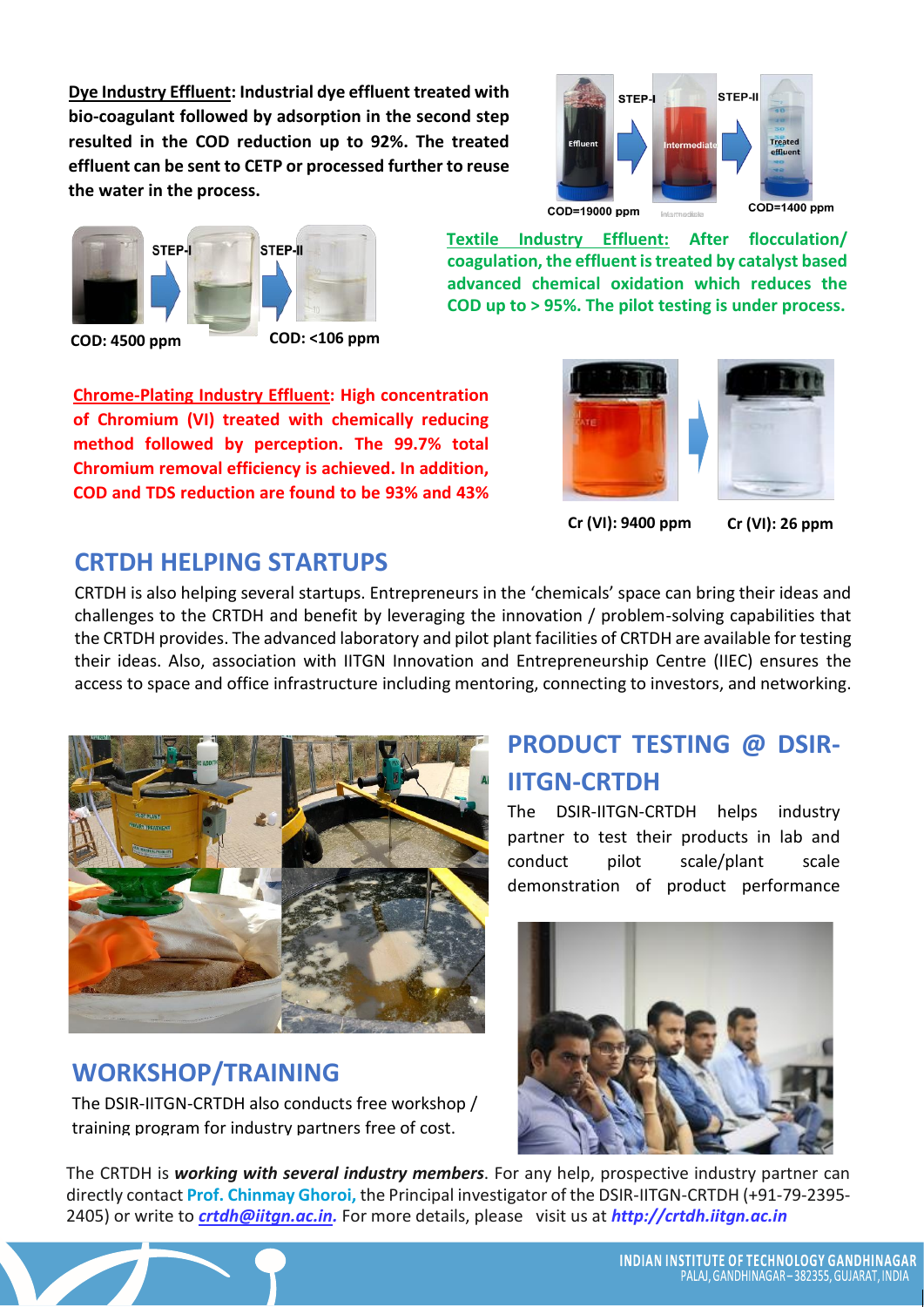**Dye Industry Effluent: Industrial dye effluent treated with bio-coagulant followed by adsorption in the second step resulted in the COD reduction up to 92%. The treated effluent can be sent to CETP or processed further to reuse the water in the process.**

STEP-I STEP-II

Effluent Intermediate Treated effluent

COD=19000 ppm Intermediate COD=1400 ppm

STEP-I STEP-II

COD: 4500 ppm COD: <106 ppm

**Textile Industry Effluent: After flocculation/ coagulation, the effluent is treated by catalyst based advanced chemical oxidation which reduces the COD up to > 95%. The pilot testing is under process.**

**Chrome-Plating Industry Effluent: High concentration of Chromium (VI) treated with chemically reducing method followed by perception. The 99.7% total Chromium removal efficiency is achieved. In addition, COD and TDS reduction are found to be 93% and 43%**

Cr (VI): 9400 ppm Cr (VI): 26 ppm

## CRTDH HELPING STARTUPS

CRTDH is also helping several startups. Entrepreneurs in the 'chemicals' space can bring their ideas and challenges to the CRTDH and benefit by leveraging the innovation / problem-solving capabilities that the CRTDH provides. The advanced laboratory and pilot plant facilities of CRTDH are available for testing their ideas. Also, association with IITGN Innovation and Entrepreneurship Centre (IIEC) ensures the access to space and office infrastructure including mentoring, connecting to investors, and networking.

## PRODUCT TESTING @ DSIR-IITGN-CRTDH

The DSIR-IITGN-CRTDH helps industry partner to test their products in lab and conduct pilot scale/plant scale demonstration of product performance

## WORKSHOP/TRAINING

The DSIR-IITGN-CRTDH also conducts free workshop / training program for industry partners free of cost.

The CRTDH is ***working with several industry members***. For any help, prospective industry partner can directly contact **Prof. Chinmay Ghoroi,** the Principal investigator of the DSIR-IITGN-CRTDH (+91-79-2395-2405) or write to ***crtdh@iitgn.ac.in***. For more details, please visit us at ***http://crtdh.iitgn.ac.in***

INDIAN INSTITUTE OF TECHNOLOGY GANDHINAGAR
PALAJ, GANDHINAGAR–382355, GUJARAT, INDIA